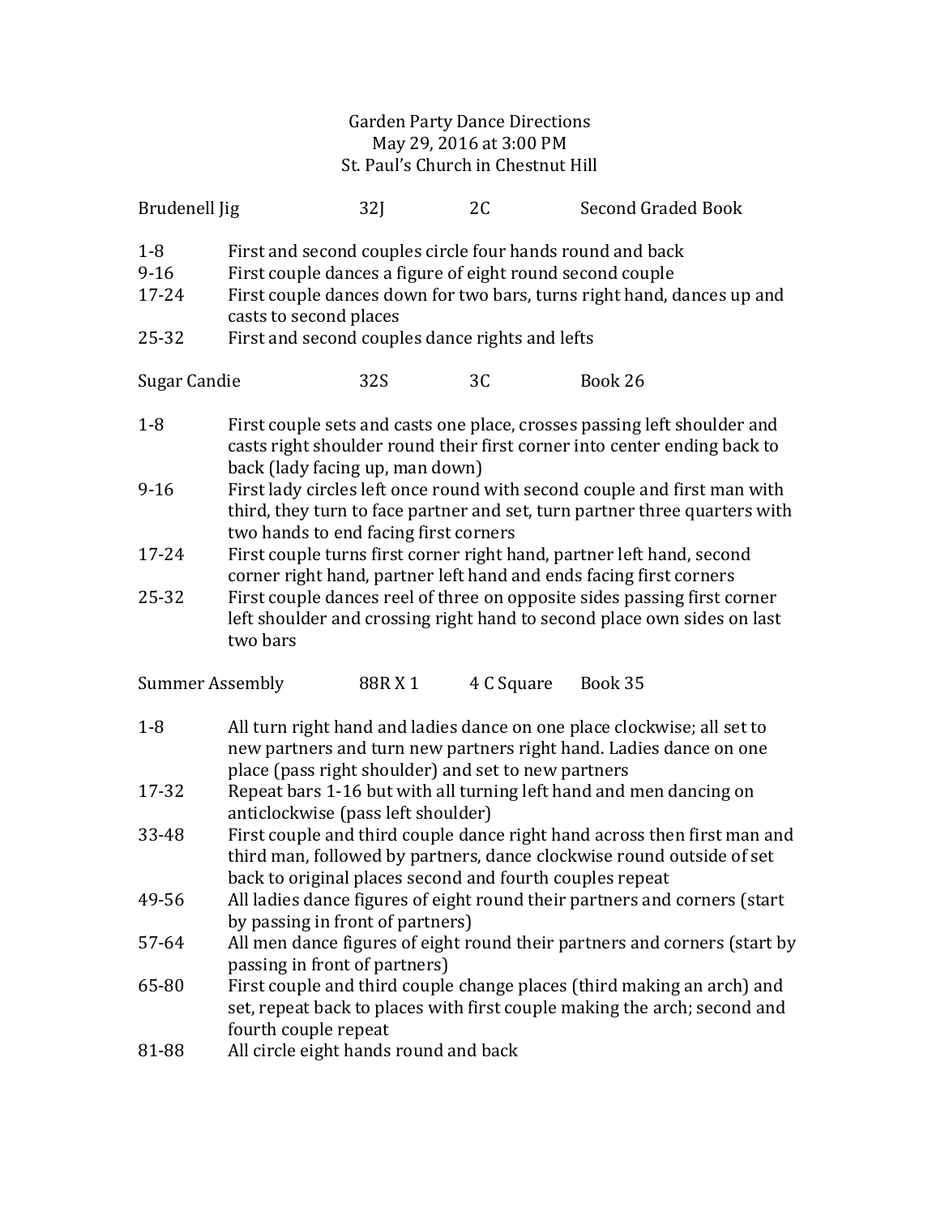# Garden Party Dance Directions

May 29, 2016 at 3:00 PM
St. Paul's Church in Chestnut Hill

| | | | |
|---|---|---|---|
| Brudenell Jig | 32J | 2C | Second Graded Book |

| | |
|---|---|
| 1-8 | First and second couples circle four hands round and back |
| 9-16 | First couple dances a figure of eight round second couple |
| 17-24 | First couple dances down for two bars, turns right hand, dances up and casts to second places |
| 25-32 | First and second couples dance rights and lefts |

| | | | |
|---|---|---|---|
| Sugar Candie | 32S | 3C | Book 26 |

| | |
|---|---|
| 1-8 | First couple sets and casts one place, crosses passing left shoulder and casts right shoulder round their first corner into center ending back to back (lady facing up, man down) |
| 9-16 | First lady circles left once round with second couple and first man with third, they turn to face partner and set, turn partner three quarters with two hands to end facing first corners |
| 17-24 | First couple turns first corner right hand, partner left hand, second corner right hand, partner left hand and ends facing first corners |
| 25-32 | First couple dances reel of three on opposite sides passing first corner left shoulder and crossing right hand to second place own sides on last two bars |

| | | | |
|---|---|---|---|
| Summer Assembly | 88R X 1 | 4 C Square | Book 35 |

| | |
|---|---|
| 1-8 | All turn right hand and ladies dance on one place clockwise; all set to new partners and turn new partners right hand. Ladies dance on one place (pass right shoulder) and set to new partners |
| 17-32 | Repeat bars 1-16 but with all turning left hand and men dancing on anticlockwise (pass left shoulder) |
| 33-48 | First couple and third couple dance right hand across then first man and third man, followed by partners, dance clockwise round outside of set back to original places second and fourth couples repeat |
| 49-56 | All ladies dance figures of eight round their partners and corners (start by passing in front of partners) |
| 57-64 | All men dance figures of eight round their partners and corners (start by passing in front of partners) |
| 65-80 | First couple and third couple change places (third making an arch) and set, repeat back to places with first couple making the arch; second and fourth couple repeat |
| 81-88 | All circle eight hands round and back |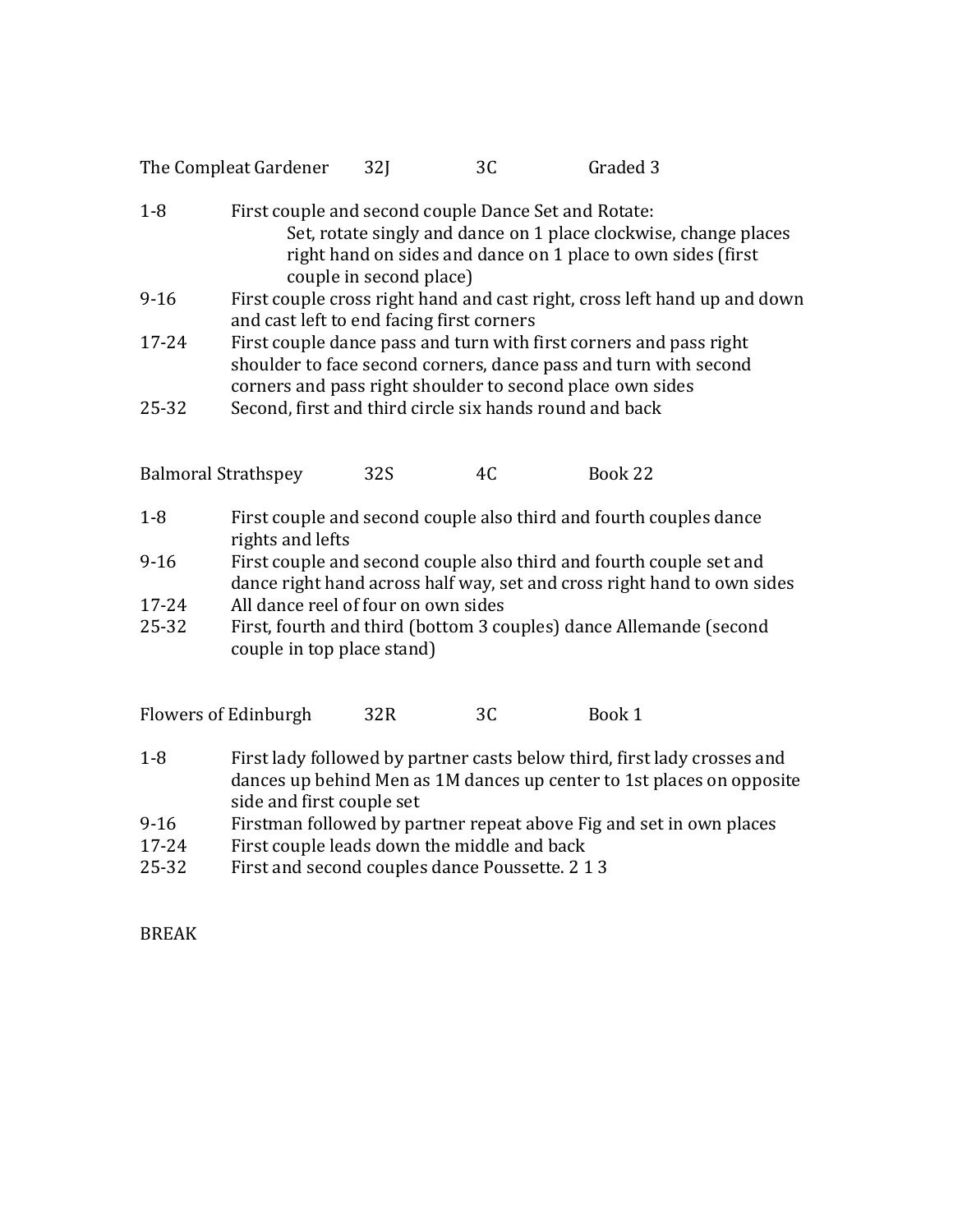The Compleat Gardener 32J 3C Graded 3

| | |
|---|---|
| 1-8 | First couple and second couple Dance Set and Rotate: Set, rotate singly and dance on 1 place clockwise, change places right hand on sides and dance on 1 place to own sides (first couple in second place) |
| 9-16 | First couple cross right hand and cast right, cross left hand up and down and cast left to end facing first corners |
| 17-24 | First couple dance pass and turn with first corners and pass right shoulder to face second corners, dance pass and turn with second corners and pass right shoulder to second place own sides |
| 25-32 | Second, first and third circle six hands round and back |

Balmoral Strathspey 32S 4C Book 22

| | |
|---|---|
| 1-8 | First couple and second couple also third and fourth couples dance rights and lefts |
| 9-16 | First couple and second couple also third and fourth couple set and dance right hand across half way, set and cross right hand to own sides |
| 17-24 | All dance reel of four on own sides |
| 25-32 | First, fourth and third (bottom 3 couples) dance Allemande (second couple in top place stand) |

Flowers of Edinburgh 32R 3C Book 1

| | |
|---|---|
| 1-8 | First lady followed by partner casts below third, first lady crosses and dances up behind Men as 1M dances up center to 1st places on opposite side and first couple set |
| 9-16 | Firstman followed by partner repeat above Fig and set in own places |
| 17-24 | First couple leads down the middle and back |
| 25-32 | First and second couples dance Poussette. 2 1 3 |

BREAK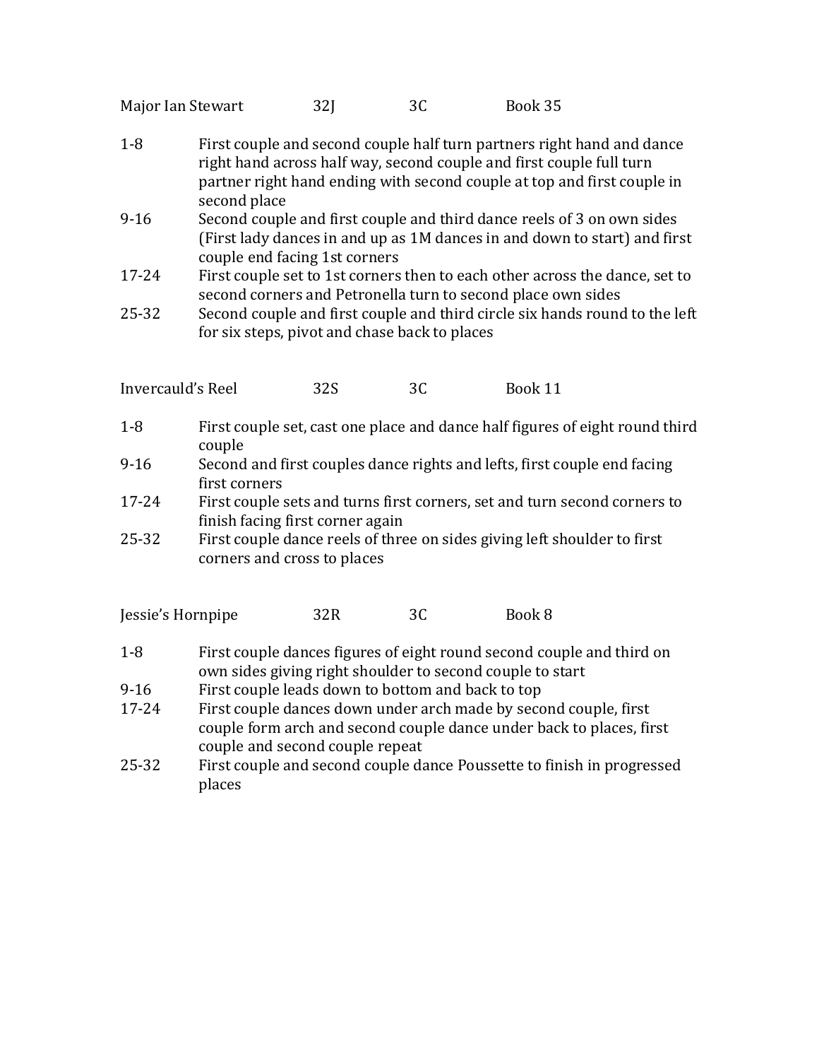| Major Ian Stewart | 32J | 3C | Book 35 |
|---|---|---|---|

| | |
|---|---|
| 1-8 | First couple and second couple half turn partners right hand and dance right hand across half way, second couple and first couple full turn partner right hand ending with second couple at top and first couple in second place |
| 9-16 | Second couple and first couple and third dance reels of 3 on own sides (First lady dances in and up as 1M dances in and down to start) and first couple end facing 1st corners |
| 17-24 | First couple set to 1st corners then to each other across the dance, set to second corners and Petronella turn to second place own sides |
| 25-32 | Second couple and first couple and third circle six hands round to the left for six steps, pivot and chase back to places |

| Invercauld's Reel | 32S | 3C | Book 11 |
|---|---|---|---|

| | |
|---|---|
| 1-8 | First couple set, cast one place and dance half figures of eight round third couple |
| 9-16 | Second and first couples dance rights and lefts, first couple end facing first corners |
| 17-24 | First couple sets and turns first corners, set and turn second corners to finish facing first corner again |
| 25-32 | First couple dance reels of three on sides giving left shoulder to first corners and cross to places |

| Jessie's Hornpipe | 32R | 3C | Book 8 |
|---|---|---|---|

| | |
|---|---|
| 1-8 | First couple dances figures of eight round second couple and third on own sides giving right shoulder to second couple to start |
| 9-16 | First couple leads down to bottom and back to top |
| 17-24 | First couple dances down under arch made by second couple, first couple form arch and second couple dance under back to places, first couple and second couple repeat |
| 25-32 | First couple and second couple dance Poussette to finish in progressed places |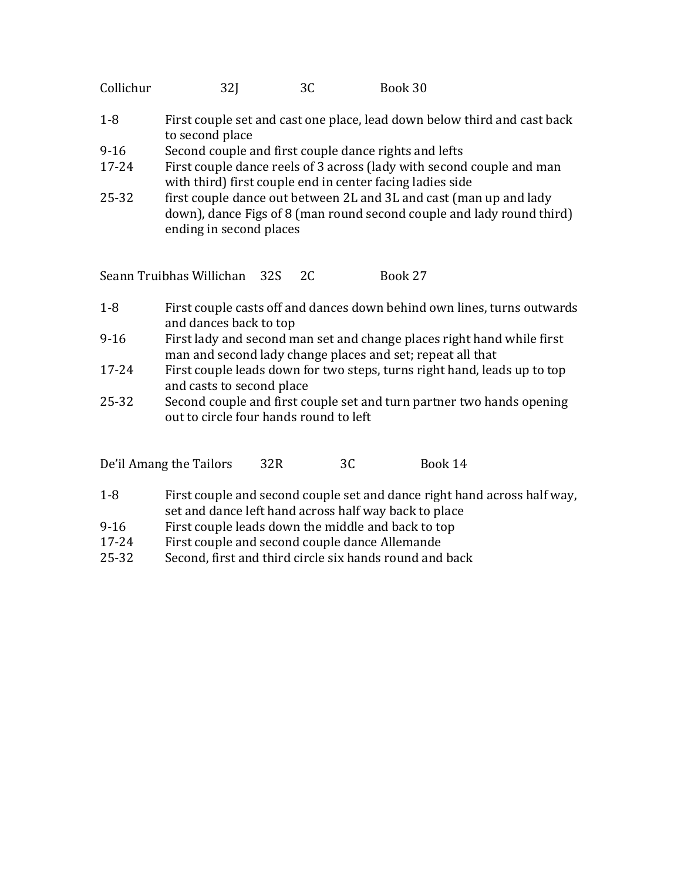Collichur 32J 3C Book 30

| | |
|---|---|
| 1-8 | First couple set and cast one place, lead down below third and cast back to second place |
| 9-16 | Second couple and first couple dance rights and lefts |
| 17-24 | First couple dance reels of 3 across (lady with second couple and man with third) first couple end in center facing ladies side |
| 25-32 | first couple dance out between 2L and 3L and cast (man up and lady down), dance Figs of 8 (man round second couple and lady round third) ending in second places |

Seann Truibhas Willichan 32S 2C Book 27

| | |
|---|---|
| 1-8 | First couple casts off and dances down behind own lines, turns outwards and dances back to top |
| 9-16 | First lady and second man set and change places right hand while first man and second lady change places and set; repeat all that |
| 17-24 | First couple leads down for two steps, turns right hand, leads up to top and casts to second place |
| 25-32 | Second couple and first couple set and turn partner two hands opening out to circle four hands round to left |

De'il Amang the Tailors 32R 3C Book 14

| | |
|---|---|
| 1-8 | First couple and second couple set and dance right hand across half way, set and dance left hand across half way back to place |
| 9-16 | First couple leads down the middle and back to top |
| 17-24 | First couple and second couple dance Allemande |
| 25-32 | Second, first and third circle six hands round and back |